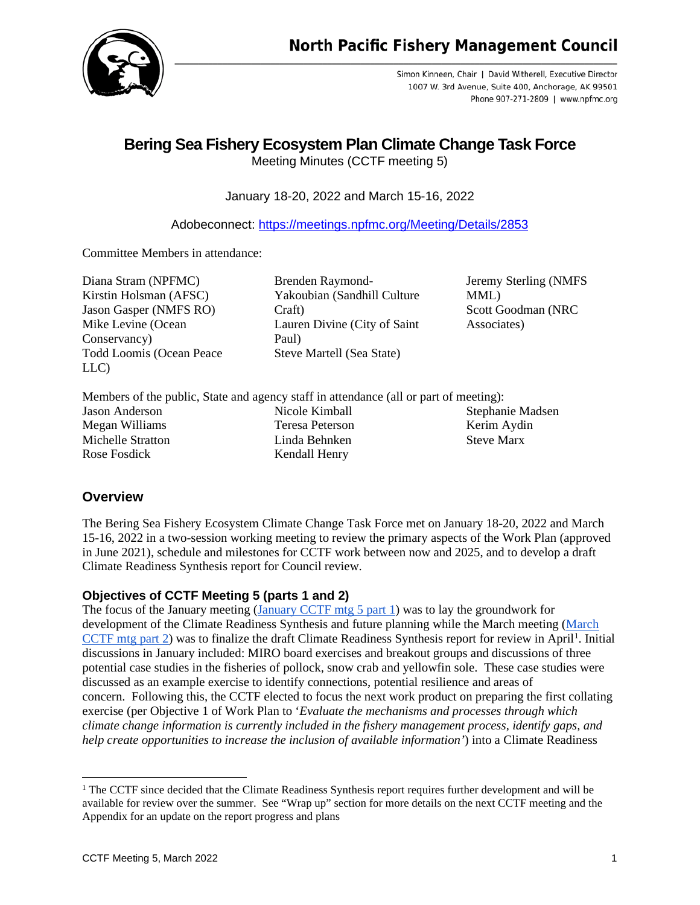North Pacific Fishery Management Council

Simon Kinneen, Chair | David Witherell, Executive Director
1007 W. 3rd Avenue, Suite 400, Anchorage, AK 99501
Phone 907-271-2809 | www.npfmc.org

# Bering Sea Fishery Ecosystem Plan Climate Change Task Force

Meeting Minutes (CCTF meeting 5)

January 18-20, 2022 and March 15-16, 2022

Adobeconnect: https://meetings.npfmc.org/Meeting/Details/2853

Committee Members in attendance:

Diana Stram (NPFMC)
Kirstin Holsman (AFSC)
Jason Gasper (NMFS RO)
Mike Levine (Ocean Conservancy)
Todd Loomis (Ocean Peace LLC)
Brenden Raymond-Yakoubian (Sandhill Culture Craft)
Lauren Divine (City of Saint Paul)
Steve Martell (Sea State)
Jeremy Sterling (NMFS MML)
Scott Goodman (NRC Associates)

Members of the public, State and agency staff in attendance (all or part of meeting):

Jason Anderson
Megan Williams
Michelle Stratton
Rose Fosdick
Nicole Kimball
Teresa Peterson
Linda Behnken
Kendall Henry
Stephanie Madsen
Kerim Aydin
Steve Marx

## Overview

The Bering Sea Fishery Ecosystem Climate Change Task Force met on January 18-20, 2022 and March 15-16, 2022 in a two-session working meeting to review the primary aspects of the Work Plan (approved in June 2021), schedule and milestones for CCTF work between now and 2025, and to develop a draft Climate Readiness Synthesis report for Council review.

### Objectives of CCTF Meeting 5 (parts 1 and 2)

The focus of the January meeting (January CCTF mtg 5 part 1) was to lay the groundwork for development of the Climate Readiness Synthesis and future planning while the March meeting (March CCTF mtg part 2) was to finalize the draft Climate Readiness Synthesis report for review in April[1]. Initial discussions in January included: MIRO board exercises and breakout groups and discussions of three potential case studies in the fisheries of pollock, snow crab and yellowfin sole. These case studies were discussed as an example exercise to identify connections, potential resilience and areas of concern. Following this, the CCTF elected to focus the next work product on preparing the first collating exercise (per Objective 1 of Work Plan to '*Evaluate the mechanisms and processes through which climate change information is currently included in the fishery management process, identify gaps, and help create opportunities to increase the inclusion of available information*') into a Climate Readiness

[1] The CCTF since decided that the Climate Readiness Synthesis report requires further development and will be available for review over the summer. See "Wrap up" section for more details on the next CCTF meeting and the Appendix for an update on the report progress and plans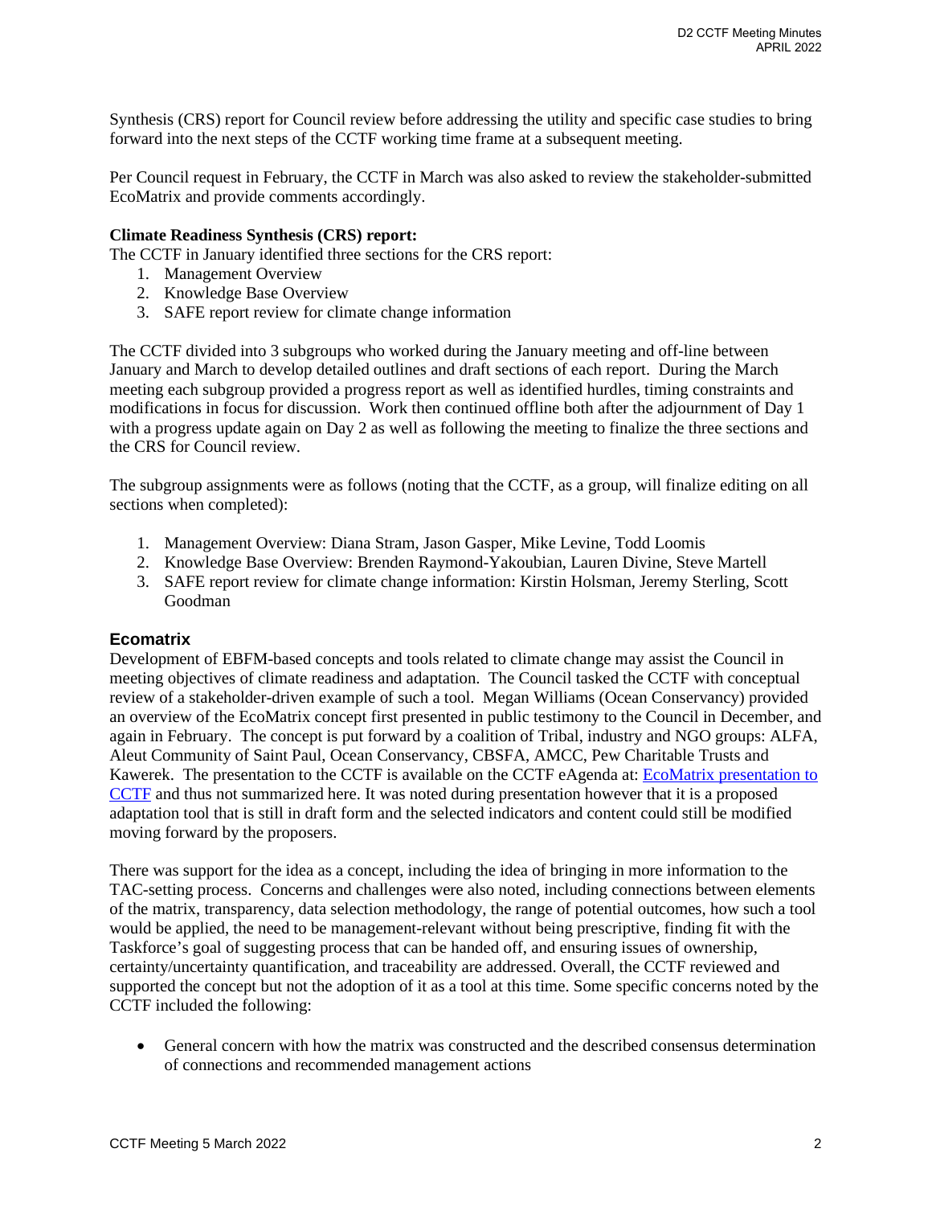Synthesis (CRS) report for Council review before addressing the utility and specific case studies to bring forward into the next steps of the CCTF working time frame at a subsequent meeting.

Per Council request in February, the CCTF in March was also asked to review the stakeholder-submitted EcoMatrix and provide comments accordingly.

**Climate Readiness Synthesis (CRS) report:**

The CCTF in January identified three sections for the CRS report:

1. Management Overview
2. Knowledge Base Overview
3. SAFE report review for climate change information

The CCTF divided into 3 subgroups who worked during the January meeting and off-line between January and March to develop detailed outlines and draft sections of each report. During the March meeting each subgroup provided a progress report as well as identified hurdles, timing constraints and modifications in focus for discussion. Work then continued offline both after the adjournment of Day 1 with a progress update again on Day 2 as well as following the meeting to finalize the three sections and the CRS for Council review.

The subgroup assignments were as follows (noting that the CCTF, as a group, will finalize editing on all sections when completed):

1. Management Overview: Diana Stram, Jason Gasper, Mike Levine, Todd Loomis
2. Knowledge Base Overview: Brenden Raymond-Yakoubian, Lauren Divine, Steve Martell
3. SAFE report review for climate change information: Kirstin Holsman, Jeremy Sterling, Scott Goodman

## Ecomatrix

Development of EBFM-based concepts and tools related to climate change may assist the Council in meeting objectives of climate readiness and adaptation. The Council tasked the CCTF with conceptual review of a stakeholder-driven example of such a tool. Megan Williams (Ocean Conservancy) provided an overview of the EcoMatrix concept first presented in public testimony to the Council in December, and again in February. The concept is put forward by a coalition of Tribal, industry and NGO groups: ALFA, Aleut Community of Saint Paul, Ocean Conservancy, CBSFA, AMCC, Pew Charitable Trusts and Kawerek. The presentation to the CCTF is available on the CCTF eAgenda at: EcoMatrix presentation to CCTF and thus not summarized here. It was noted during presentation however that it is a proposed adaptation tool that is still in draft form and the selected indicators and content could still be modified moving forward by the proposers.

There was support for the idea as a concept, including the idea of bringing in more information to the TAC-setting process. Concerns and challenges were also noted, including connections between elements of the matrix, transparency, data selection methodology, the range of potential outcomes, how such a tool would be applied, the need to be management-relevant without being prescriptive, finding fit with the Taskforce's goal of suggesting process that can be handed off, and ensuring issues of ownership, certainty/uncertainty quantification, and traceability are addressed. Overall, the CCTF reviewed and supported the concept but not the adoption of it as a tool at this time. Some specific concerns noted by the CCTF included the following:

- General concern with how the matrix was constructed and the described consensus determination of connections and recommended management actions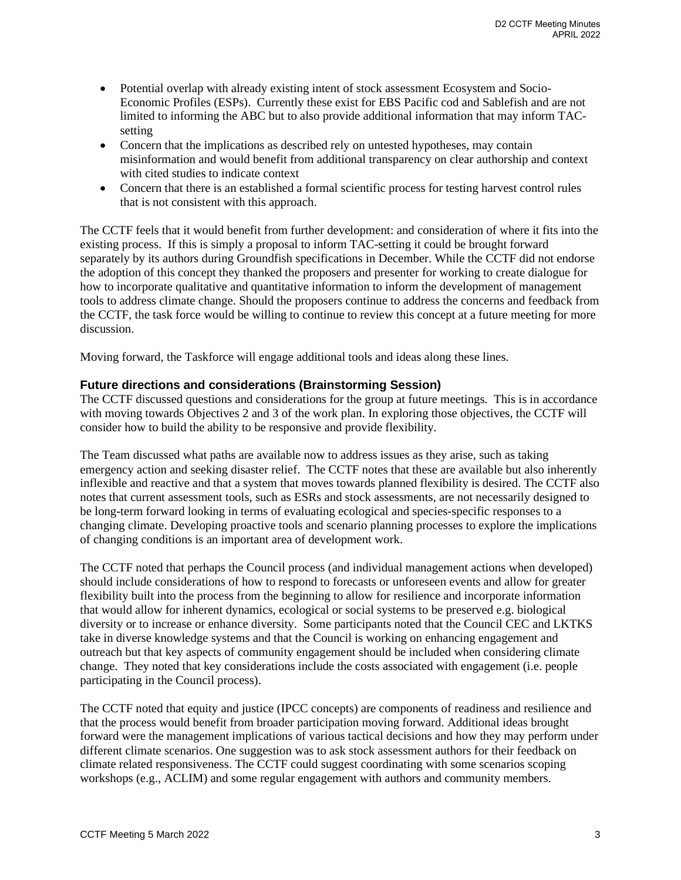- Potential overlap with already existing intent of stock assessment Ecosystem and Socio-Economic Profiles (ESPs). Currently these exist for EBS Pacific cod and Sablefish and are not limited to informing the ABC but to also provide additional information that may inform TAC-setting
- Concern that the implications as described rely on untested hypotheses, may contain misinformation and would benefit from additional transparency on clear authorship and context with cited studies to indicate context
- Concern that there is an established a formal scientific process for testing harvest control rules that is not consistent with this approach.

The CCTF feels that it would benefit from further development: and consideration of where it fits into the existing process. If this is simply a proposal to inform TAC-setting it could be brought forward separately by its authors during Groundfish specifications in December. While the CCTF did not endorse the adoption of this concept they thanked the proposers and presenter for working to create dialogue for how to incorporate qualitative and quantitative information to inform the development of management tools to address climate change. Should the proposers continue to address the concerns and feedback from the CCTF, the task force would be willing to continue to review this concept at a future meeting for more discussion.

Moving forward, the Taskforce will engage additional tools and ideas along these lines.

### Future directions and considerations (Brainstorming Session)

The CCTF discussed questions and considerations for the group at future meetings. This is in accordance with moving towards Objectives 2 and 3 of the work plan. In exploring those objectives, the CCTF will consider how to build the ability to be responsive and provide flexibility.

The Team discussed what paths are available now to address issues as they arise, such as taking emergency action and seeking disaster relief. The CCTF notes that these are available but also inherently inflexible and reactive and that a system that moves towards planned flexibility is desired. The CCTF also notes that current assessment tools, such as ESRs and stock assessments, are not necessarily designed to be long-term forward looking in terms of evaluating ecological and species-specific responses to a changing climate. Developing proactive tools and scenario planning processes to explore the implications of changing conditions is an important area of development work.

The CCTF noted that perhaps the Council process (and individual management actions when developed) should include considerations of how to respond to forecasts or unforeseen events and allow for greater flexibility built into the process from the beginning to allow for resilience and incorporate information that would allow for inherent dynamics, ecological or social systems to be preserved e.g. biological diversity or to increase or enhance diversity. Some participants noted that the Council CEC and LKTKS take in diverse knowledge systems and that the Council is working on enhancing engagement and outreach but that key aspects of community engagement should be included when considering climate change. They noted that key considerations include the costs associated with engagement (i.e. people participating in the Council process).

The CCTF noted that equity and justice (IPCC concepts) are components of readiness and resilience and that the process would benefit from broader participation moving forward. Additional ideas brought forward were the management implications of various tactical decisions and how they may perform under different climate scenarios. One suggestion was to ask stock assessment authors for their feedback on climate related responsiveness. The CCTF could suggest coordinating with some scenarios scoping workshops (e.g., ACLIM) and some regular engagement with authors and community members.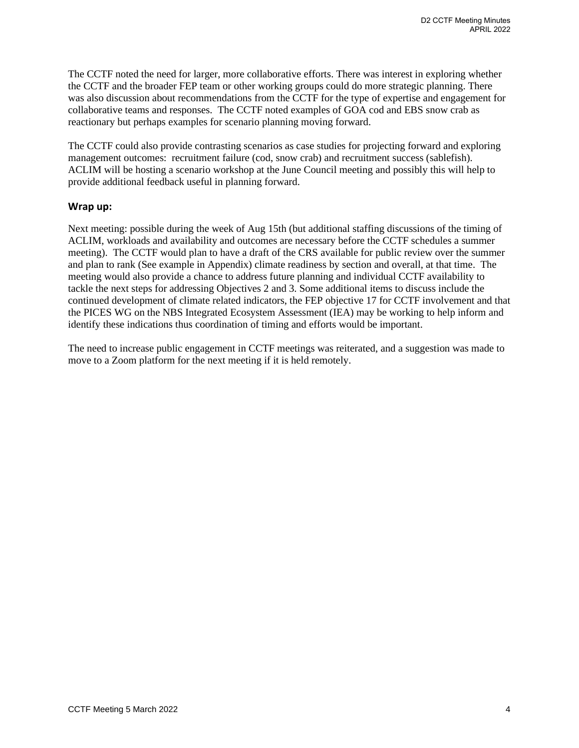The CCTF noted the need for larger, more collaborative efforts. There was interest in exploring whether the CCTF and the broader FEP team or other working groups could do more strategic planning. There was also discussion about recommendations from the CCTF for the type of expertise and engagement for collaborative teams and responses. The CCTF noted examples of GOA cod and EBS snow crab as reactionary but perhaps examples for scenario planning moving forward.

The CCTF could also provide contrasting scenarios as case studies for projecting forward and exploring management outcomes: recruitment failure (cod, snow crab) and recruitment success (sablefish). ACLIM will be hosting a scenario workshop at the June Council meeting and possibly this will help to provide additional feedback useful in planning forward.

### Wrap up:

Next meeting: possible during the week of Aug 15th (but additional staffing discussions of the timing of ACLIM, workloads and availability and outcomes are necessary before the CCTF schedules a summer meeting). The CCTF would plan to have a draft of the CRS available for public review over the summer and plan to rank (See example in Appendix) climate readiness by section and overall, at that time. The meeting would also provide a chance to address future planning and individual CCTF availability to tackle the next steps for addressing Objectives 2 and 3. Some additional items to discuss include the continued development of climate related indicators, the FEP objective 17 for CCTF involvement and that the PICES WG on the NBS Integrated Ecosystem Assessment (IEA) may be working to help inform and identify these indications thus coordination of timing and efforts would be important.

The need to increase public engagement in CCTF meetings was reiterated, and a suggestion was made to move to a Zoom platform for the next meeting if it is held remotely.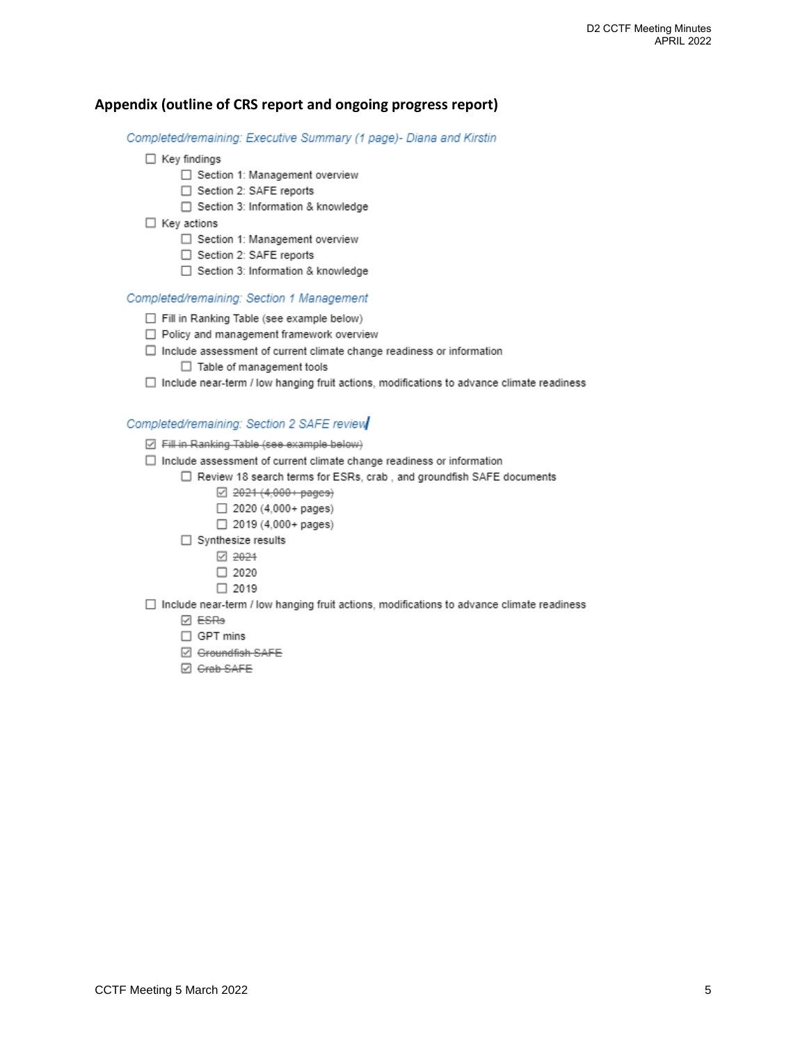## Appendix (outline of CRS report and ongoing progress report)

*Completed/remaining: Executive Summary (1 page)- Diana and Kirstin*

- [ ] Key findings
    - [ ] Section 1: Management overview
    - [ ] Section 2: SAFE reports
    - [ ] Section 3: Information & knowledge
- [ ] Key actions
    - [ ] Section 1: Management overview
    - [ ] Section 2: SAFE reports
    - [ ] Section 3: Information & knowledge

*Completed/remaining: Section 1 Management*

- [ ] Fill in Ranking Table (see example below)
- [ ] Policy and management framework overview
- [ ] Include assessment of current climate change readiness or information
    - [ ] Table of management tools
- [ ] Include near-term / low hanging fruit actions, modifications to advance climate readiness

*Completed/remaining: Section 2 SAFE review*

- [x] ~~Fill in Ranking Table (see example below)~~
- [ ] Include assessment of current climate change readiness or information
    - [ ] Review 18 search terms for ESRs, crab , and groundfish SAFE documents
        - [x] ~~2021 (4,000+ pages)~~
        - [ ] 2020 (4,000+ pages)
        - [ ] 2019 (4,000+ pages)
    - [ ] Synthesize results
        - [x] ~~2021~~
        - [ ] 2020
        - [ ] 2019
- [ ] Include near-term / low hanging fruit actions, modifications to advance climate readiness
    - [x] ~~ESRs~~
    - [ ] GPT mins
    - [x] ~~Groundfish SAFE~~
    - [x] ~~Crab SAFE~~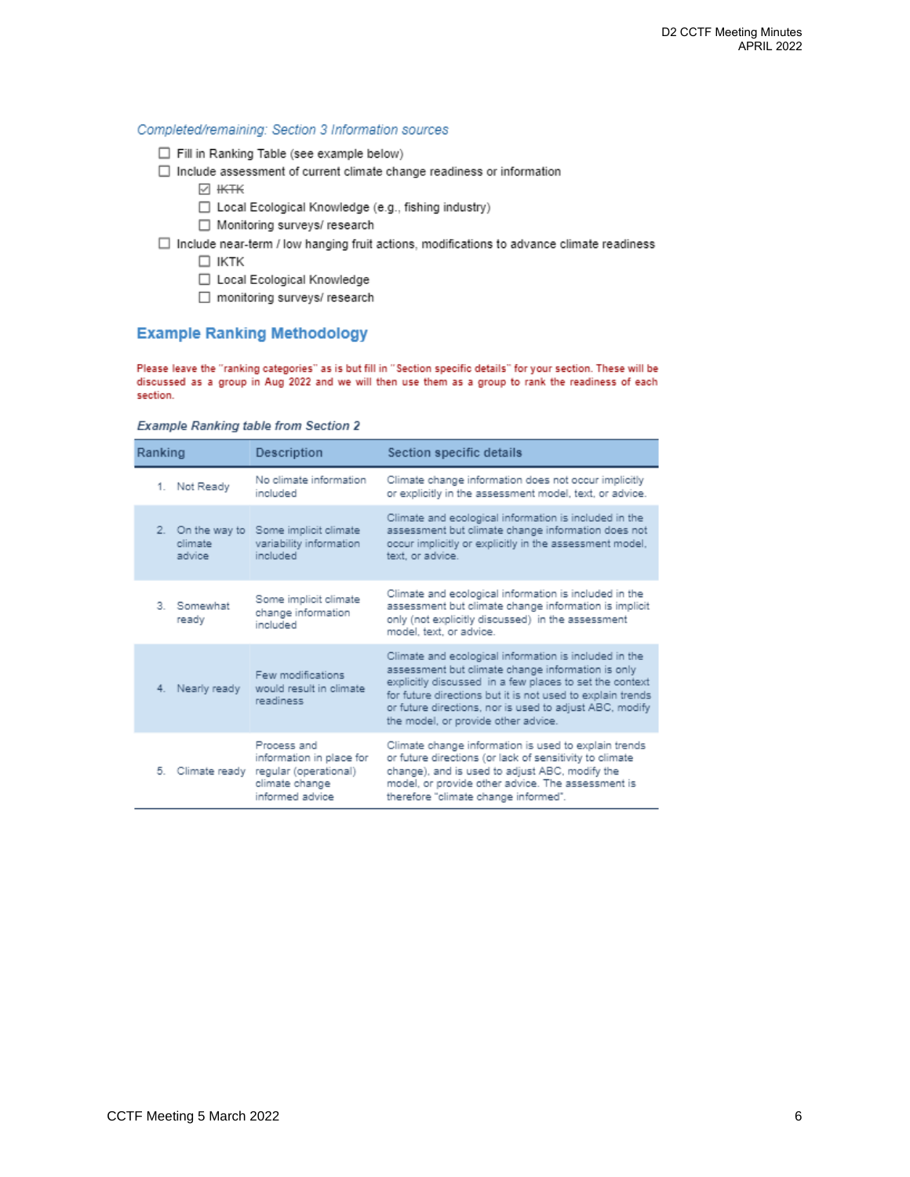*Completed/remaining: Section 3 Information sources*

- ☐ Fill in Ranking Table (see example below)
- ☐ Include assessment of current climate change readiness or information
  - ☑ ~~IKTK~~
  - ☐ Local Ecological Knowledge (e.g., fishing industry)
  - ☐ Monitoring surveys/ research
- ☐ Include near-term / low hanging fruit actions, modifications to advance climate readiness
  - ☐ IKTK
  - ☐ Local Ecological Knowledge
  - ☐ monitoring surveys/ research

## Example Ranking Methodology

Please leave the "ranking categories" as is but fill in "Section specific details" for your section. These will be discussed as a group in Aug 2022 and we will then use them as a group to rank the readiness of each section.

*Example Ranking table from Section 2*

| Ranking | Description | Section specific details |
|---|---|---|
| 1. Not Ready | No climate information included | Climate change information does not occur implicitly or explicitly in the assessment model, text, or advice. |
| 2. On the way to climate advice | Some implicit climate variability information included | Climate and ecological information is included in the assessment but climate change information does not occur implicitly or explicitly in the assessment model, text, or advice. |
| 3. Somewhat ready | Some implicit climate change information included | Climate and ecological information is included in the assessment but climate change information is implicit only (not explicitly discussed) in the assessment model, text, or advice. |
| 4. Nearly ready | Few modifications would result in climate readiness | Climate and ecological information is included in the assessment but climate change information is only explicitly discussed in a few places to set the context for future directions but it is not used to explain trends or future directions, nor is used to adjust ABC, modify the model, or provide other advice. |
| 5. Climate ready | Process and information in place for regular (operational) climate change informed advice | Climate change information is used to explain trends or future directions (or lack of sensitivity to climate change), and is used to adjust ABC, modify the model, or provide other advice. The assessment is therefore "climate change informed". |